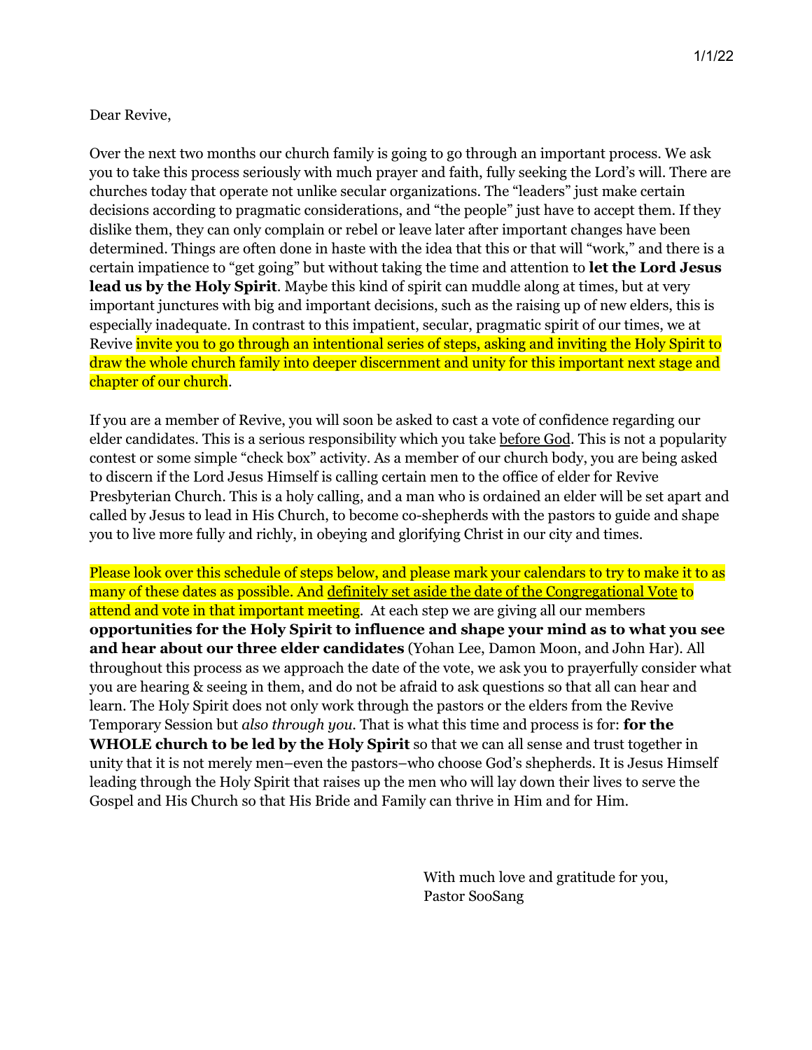1/1/22

Dear Revive,

Over the next two months our church family is going to go through an important process. We ask you to take this process seriously with much prayer and faith, fully seeking the Lord's will. There are churches today that operate not unlike secular organizations. The "leaders" just make certain decisions according to pragmatic considerations, and "the people" just have to accept them. If they dislike them, they can only complain or rebel or leave later after important changes have been determined. Things are often done in haste with the idea that this or that will "work," and there is a certain impatience to "get going" but without taking the time and attention to **let the Lord Jesus lead us by the Holy Spirit**. Maybe this kind of spirit can muddle along at times, but at very important junctures with big and important decisions, such as the raising up of new elders, this is especially inadequate. In contrast to this impatient, secular, pragmatic spirit of our times, we at Revive invite you to go through an intentional series of steps, asking and inviting the Holy Spirit to draw the whole church family into deeper discernment and unity for this important next stage and chapter of our church.

If you are a member of Revive, you will soon be asked to cast a vote of confidence regarding our elder candidates. This is a serious responsibility which you take before God. This is not a popularity contest or some simple "check box" activity. As a member of our church body, you are being asked to discern if the Lord Jesus Himself is calling certain men to the office of elder for Revive Presbyterian Church. This is a holy calling, and a man who is ordained an elder will be set apart and called by Jesus to lead in His Church, to become co-shepherds with the pastors to guide and shape you to live more fully and richly, in obeying and glorifying Christ in our city and times.

Please look over this schedule of steps below, and please mark your calendars to try to make it to as many of these dates as possible. And definitely set aside the date of the Congregational Vote to attend and vote in that important meeting. At each step we are giving all our members **opportunities for the Holy Spirit to influence and shape your mind as to what you see and hear about our three elder candidates** (Yohan Lee, Damon Moon, and John Har). All throughout this process as we approach the date of the vote, we ask you to prayerfully consider what you are hearing & seeing in them, and do not be afraid to ask questions so that all can hear and learn. The Holy Spirit does not only work through the pastors or the elders from the Revive Temporary Session but *also through you*. That is what this time and process is for: **for the WHOLE church to be led by the Holy Spirit** so that we can all sense and trust together in unity that it is not merely men–even the pastors–who choose God's shepherds. It is Jesus Himself leading through the Holy Spirit that raises up the men who will lay down their lives to serve the Gospel and His Church so that His Bride and Family can thrive in Him and for Him.

With much love and gratitude for you,
Pastor SooSang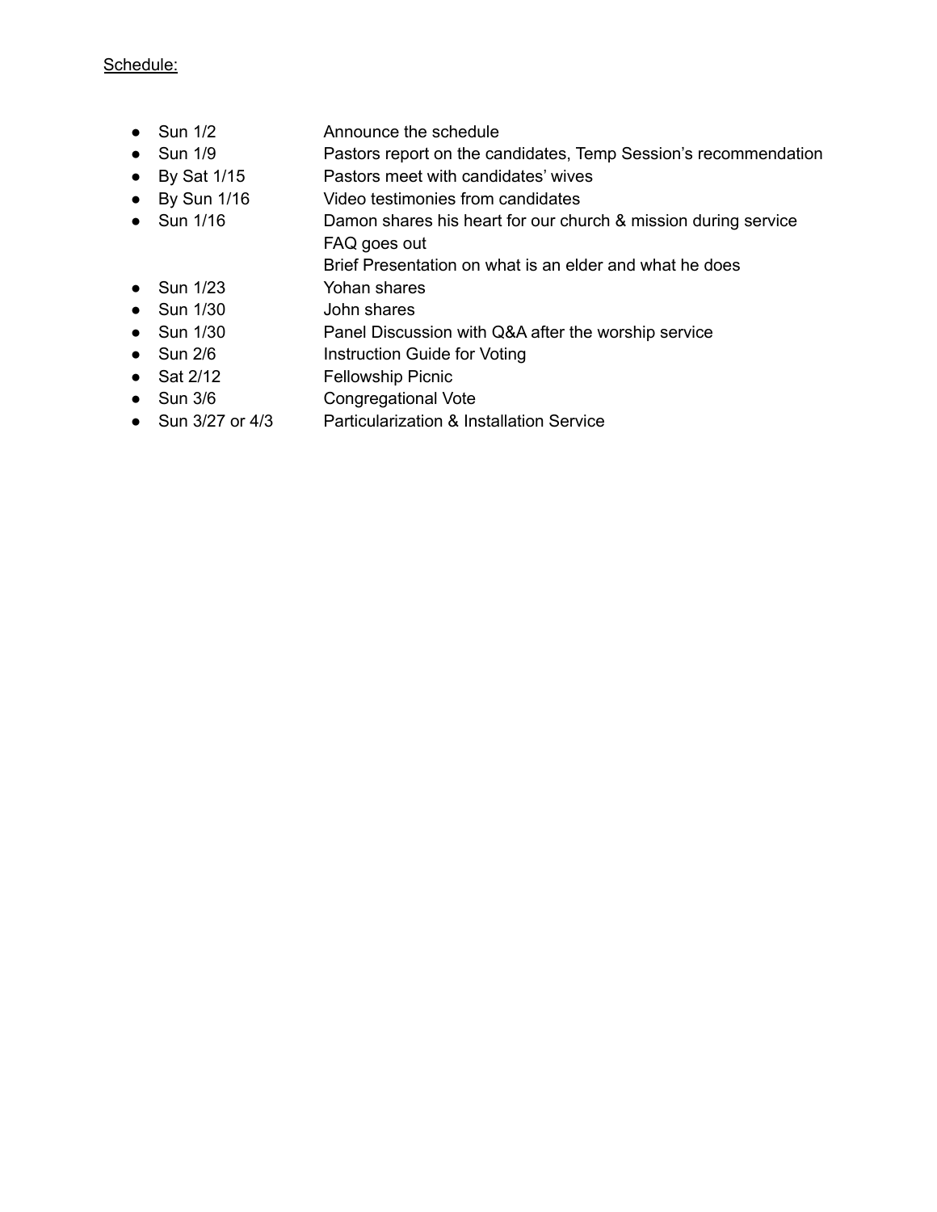Schedule:

- Sun 1/2 Announce the schedule
- Sun 1/9 Pastors report on the candidates, Temp Session's recommendation
- By Sat 1/15 Pastors meet with candidates' wives
- By Sun 1/16 Video testimonies from candidates
- Sun 1/16 Damon shares his heart for our church & mission during service
  FAQ goes out
  Brief Presentation on what is an elder and what he does
- Sun 1/23 Yohan shares
- Sun 1/30 John shares
- Sun 1/30 Panel Discussion with Q&A after the worship service
- Sun 2/6 Instruction Guide for Voting
- Sat 2/12 Fellowship Picnic
- Sun 3/6 Congregational Vote
- Sun 3/27 or 4/3 Particularization & Installation Service